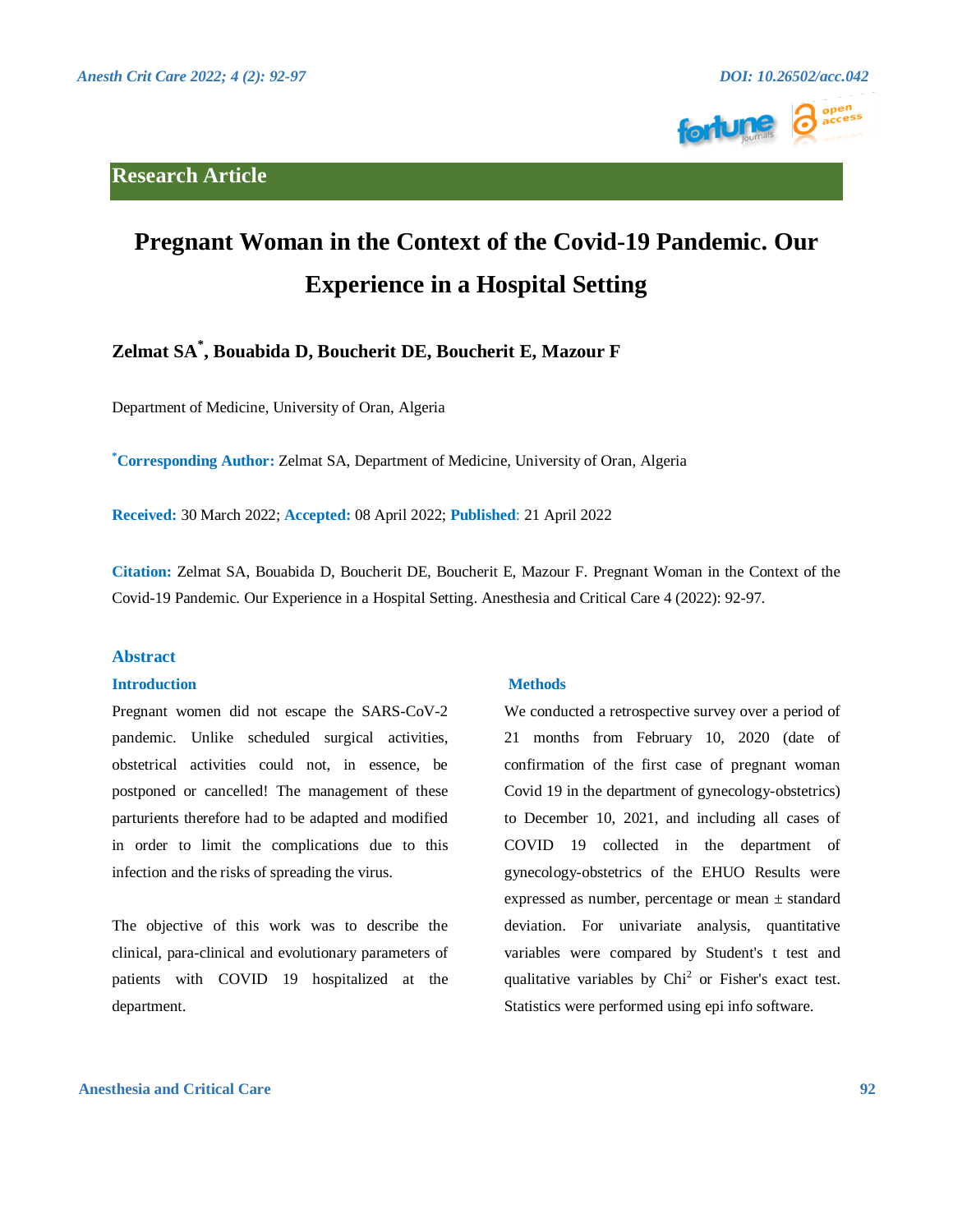Research Article

# Pregnant Woman in the Context of the Covid-19 Pandemic. Our Experience in a Hospital Setting

**Zelmat SA*, Bouabida D, Boucherit DE, Boucherit E, Mazour F**

Department of Medicine, University of Oran, Algeria

***Corresponding Author:** Zelmat SA, Department of Medicine, University of Oran, Algeria

**Received:** 30 March 2022; **Accepted:** 08 April 2022; **Published**: 21 April 2022

**Citation:** Zelmat SA, Bouabida D, Boucherit DE, Boucherit E, Mazour F. Pregnant Woman in the Context of the Covid-19 Pandemic. Our Experience in a Hospital Setting. Anesthesia and Critical Care 4 (2022): 92-97.

## Abstract

### Introduction

Pregnant women did not escape the SARS-CoV-2 pandemic. Unlike scheduled surgical activities, obstetrical activities could not, in essence, be postponed or cancelled! The management of these parturients therefore had to be adapted and modified in order to limit the complications due to this infection and the risks of spreading the virus.

The objective of this work was to describe the clinical, para-clinical and evolutionary parameters of patients with COVID 19 hospitalized at the department.

### Methods

We conducted a retrospective survey over a period of 21 months from February 10, 2020 (date of confirmation of the first case of pregnant woman Covid 19 in the department of gynecology-obstetrics) to December 10, 2021, and including all cases of COVID 19 collected in the department of gynecology-obstetrics of the EHUO Results were expressed as number, percentage or mean ± standard deviation. For univariate analysis, quantitative variables were compared by Student's t test and qualitative variables by $Chi^2$ or Fisher's exact test. Statistics were performed using epi info software.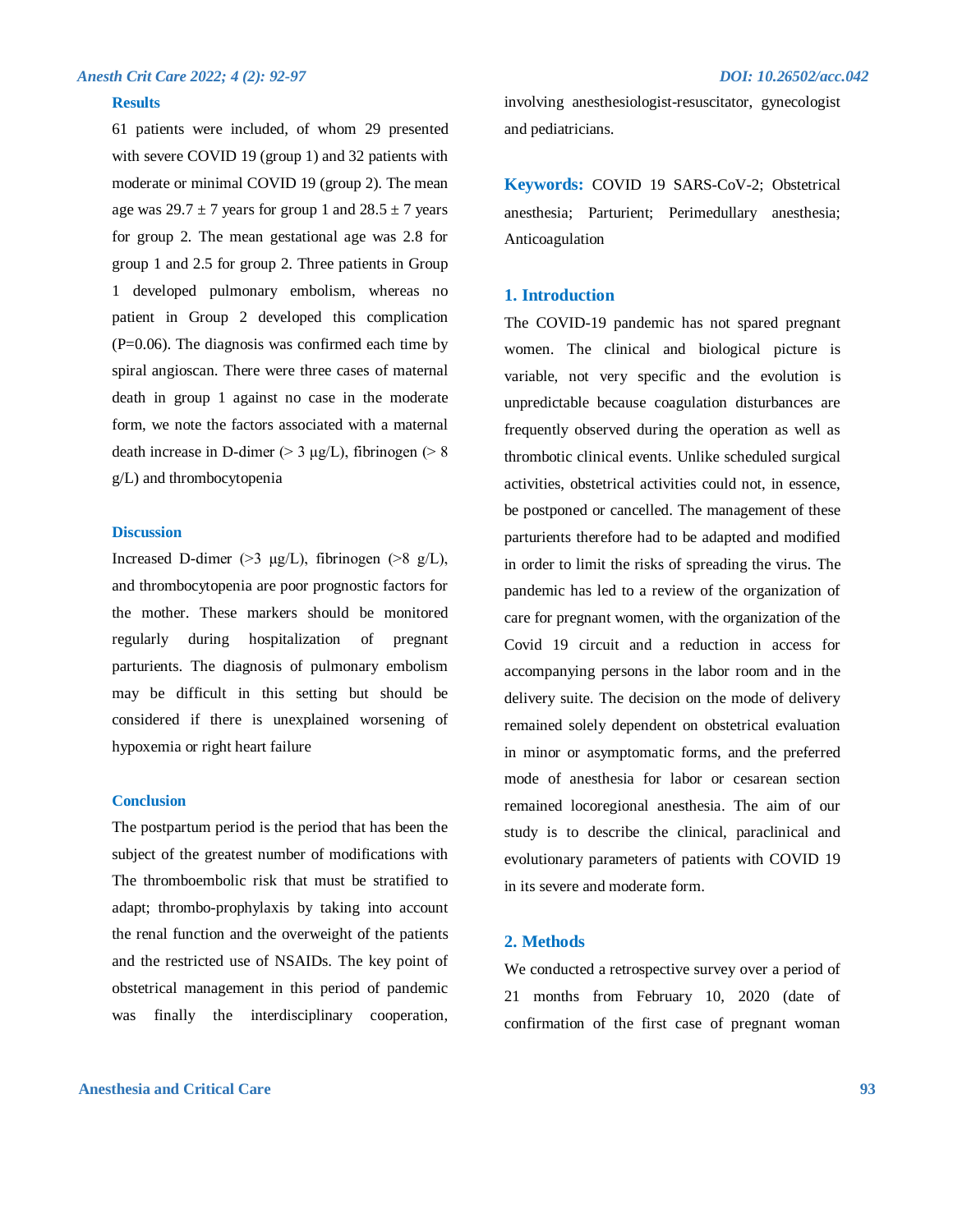### Results

61 patients were included, of whom 29 presented with severe COVID 19 (group 1) and 32 patients with moderate or minimal COVID 19 (group 2). The mean age was 29.7 ± 7 years for group 1 and 28.5 ± 7 years for group 2. The mean gestational age was 2.8 for group 1 and 2.5 for group 2. Three patients in Group 1 developed pulmonary embolism, whereas no patient in Group 2 developed this complication (P=0.06). The diagnosis was confirmed each time by spiral angioscan. There were three cases of maternal death in group 1 against no case in the moderate form, we note the factors associated with a maternal death increase in D-dimer (> 3 µg/L), fibrinogen (> 8 g/L) and thrombocytopenia

### Discussion

Increased D-dimer (>3 µg/L), fibrinogen (>8 g/L), and thrombocytopenia are poor prognostic factors for the mother. These markers should be monitored regularly during hospitalization of pregnant parturients. The diagnosis of pulmonary embolism may be difficult in this setting but should be considered if there is unexplained worsening of hypoxemia or right heart failure

### Conclusion

The postpartum period is the period that has been the subject of the greatest number of modifications with The thromboembolic risk that must be stratified to adapt; thrombo-prophylaxis by taking into account the renal function and the overweight of the patients and the restricted use of NSAIDs. The key point of obstetrical management in this period of pandemic was finally the interdisciplinary cooperation, involving anesthesiologist-resuscitator, gynecologist and pediatricians.

**Keywords:** COVID 19 SARS-CoV-2; Obstetrical anesthesia; Parturient; Perimedullary anesthesia; Anticoagulation

## 1. Introduction

The COVID-19 pandemic has not spared pregnant women. The clinical and biological picture is variable, not very specific and the evolution is unpredictable because coagulation disturbances are frequently observed during the operation as well as thrombotic clinical events. Unlike scheduled surgical activities, obstetrical activities could not, in essence, be postponed or cancelled. The management of these parturients therefore had to be adapted and modified in order to limit the risks of spreading the virus. The pandemic has led to a review of the organization of care for pregnant women, with the organization of the Covid 19 circuit and a reduction in access for accompanying persons in the labor room and in the delivery suite. The decision on the mode of delivery remained solely dependent on obstetrical evaluation in minor or asymptomatic forms, and the preferred mode of anesthesia for labor or cesarean section remained locoregional anesthesia. The aim of our study is to describe the clinical, paraclinical and evolutionary parameters of patients with COVID 19 in its severe and moderate form.

## 2. Methods

We conducted a retrospective survey over a period of 21 months from February 10, 2020 (date of confirmation of the first case of pregnant woman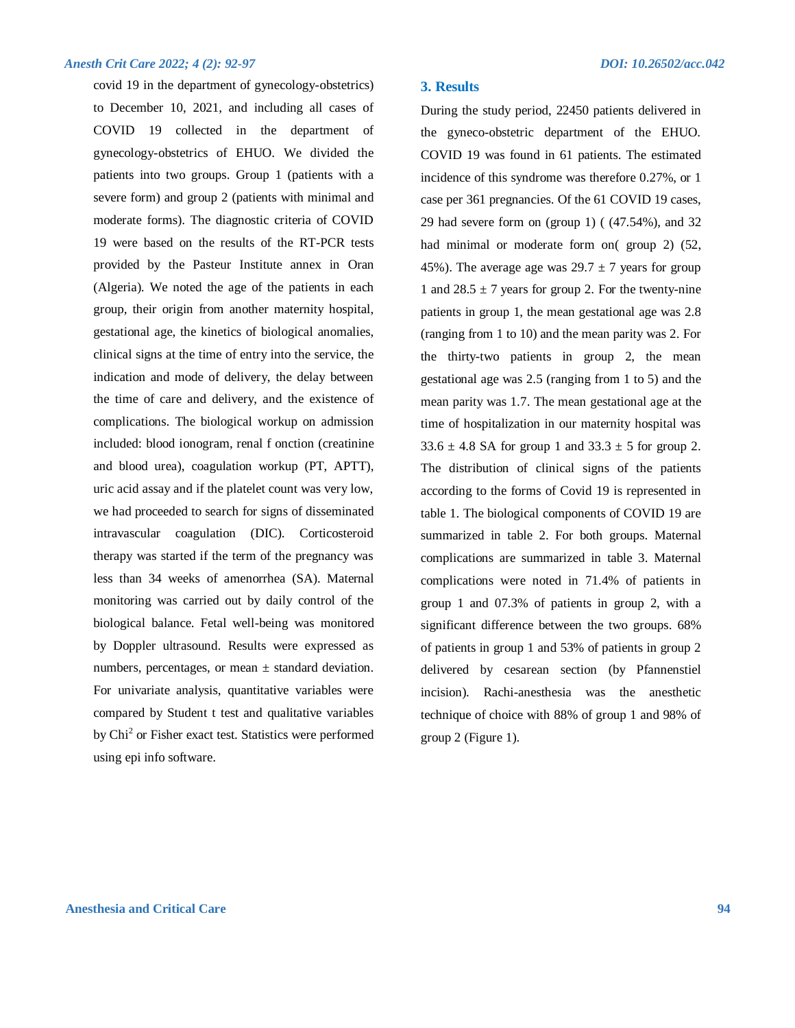covid 19 in the department of gynecology-obstetrics) to December 10, 2021, and including all cases of COVID 19 collected in the department of gynecology-obstetrics of EHUO. We divided the patients into two groups. Group 1 (patients with a severe form) and group 2 (patients with minimal and moderate forms). The diagnostic criteria of COVID 19 were based on the results of the RT-PCR tests provided by the Pasteur Institute annex in Oran (Algeria). We noted the age of the patients in each group, their origin from another maternity hospital, gestational age, the kinetics of biological anomalies, clinical signs at the time of entry into the service, the indication and mode of delivery, the delay between the time of care and delivery, and the existence of complications. The biological workup on admission included: blood ionogram, renal f onction (creatinine and blood urea), coagulation workup (PT, APTT), uric acid assay and if the platelet count was very low, we had proceeded to search for signs of disseminated intravascular coagulation (DIC). Corticosteroid therapy was started if the term of the pregnancy was less than 34 weeks of amenorrhea (SA). Maternal monitoring was carried out by daily control of the biological balance. Fetal well-being was monitored by Doppler ultrasound. Results were expressed as numbers, percentages, or mean ± standard deviation. For univariate analysis, quantitative variables were compared by Student t test and qualitative variables by $Chi^2$ or Fisher exact test. Statistics were performed using epi info software.

## 3. Results

During the study period, 22450 patients delivered in the gyneco-obstetric department of the EHUO. COVID 19 was found in 61 patients. The estimated incidence of this syndrome was therefore 0.27%, or 1 case per 361 pregnancies. Of the 61 COVID 19 cases, 29 had severe form on (group 1) ( (47.54%), and 32 had minimal or moderate form on( group 2) (52, 45%). The average age was 29.7 ± 7 years for group 1 and 28.5 ± 7 years for group 2. For the twenty-nine patients in group 1, the mean gestational age was 2.8 (ranging from 1 to 10) and the mean parity was 2. For the thirty-two patients in group 2, the mean gestational age was 2.5 (ranging from 1 to 5) and the mean parity was 1.7. The mean gestational age at the time of hospitalization in our maternity hospital was 33.6 ± 4.8 SA for group 1 and 33.3 ± 5 for group 2. The distribution of clinical signs of the patients according to the forms of Covid 19 is represented in table 1. The biological components of COVID 19 are summarized in table 2. For both groups. Maternal complications are summarized in table 3. Maternal complications were noted in 71.4% of patients in group 1 and 07.3% of patients in group 2, with a significant difference between the two groups. 68% of patients in group 1 and 53% of patients in group 2 delivered by cesarean section (by Pfannenstiel incision). Rachi-anesthesia was the anesthetic technique of choice with 88% of group 1 and 98% of group 2 (Figure 1).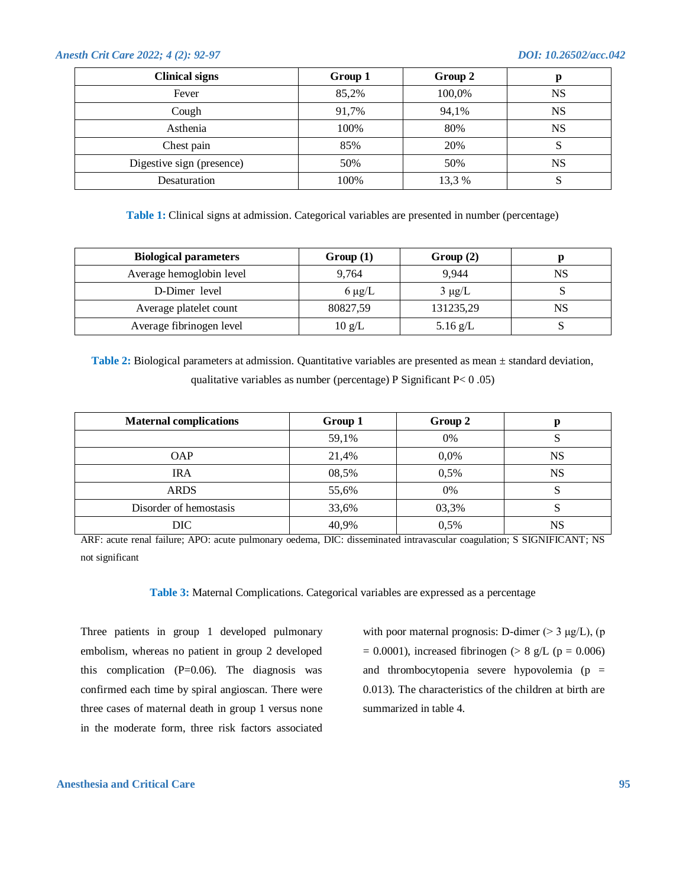| Clinical signs | Group 1 | Group 2 | p |
|---|---|---|---|
| Fever | 85,2% | 100,0% | NS |
| Cough | 91,7% | 94,1% | NS |
| Asthenia | 100% | 80% | NS |
| Chest pain | 85% | 20% | S |
| Digestive sign (presence) | 50% | 50% | NS |
| Desaturation | 100% | 13,3 % | S |

**Table 1:** Clinical signs at admission. Categorical variables are presented in number (percentage)

| Biological parameters | Group (1) | Group (2) | p |
|---|---|---|---|
| Average hemoglobin level | 9,764 | 9,944 | NS |
| D-Dimer level | 6 µg/L | 3 µg/L | S |
| Average platelet count | 80827,59 | 131235,29 | NS |
| Average fibrinogen level | 10 g/L | 5.16 g/L | S |

**Table 2:** Biological parameters at admission. Quantitative variables are presented as mean ± standard deviation, qualitative variables as number (percentage) P Significant P< 0 .05)

| Maternal complications | Group 1 | Group 2 | p |
|---|---|---|---|
| | 59,1% | 0% | S |
| OAP | 21,4% | 0,0% | NS |
| IRA | 08,5% | 0,5% | NS |
| ARDS | 55,6% | 0% | S |
| Disorder of hemostasis | 33,6% | 03,3% | S |
| DIC | 40,9% | 0,5% | NS |

ARF: acute renal failure; APO: acute pulmonary oedema, DIC: disseminated intravascular coagulation; S SIGNIFICANT; NS not significant

**Table 3:** Maternal Complications. Categorical variables are expressed as a percentage

Three patients in group 1 developed pulmonary embolism, whereas no patient in group 2 developed this complication (P=0.06). The diagnosis was confirmed each time by spiral angioscan. There were three cases of maternal death in group 1 versus none in the moderate form, three risk factors associated with poor maternal prognosis: D-dimer (> 3 µg/L), (p = 0.0001), increased fibrinogen (> 8 g/L (p = 0.006) and thrombocytopenia severe hypovolemia (p = 0.013). The characteristics of the children at birth are summarized in table 4.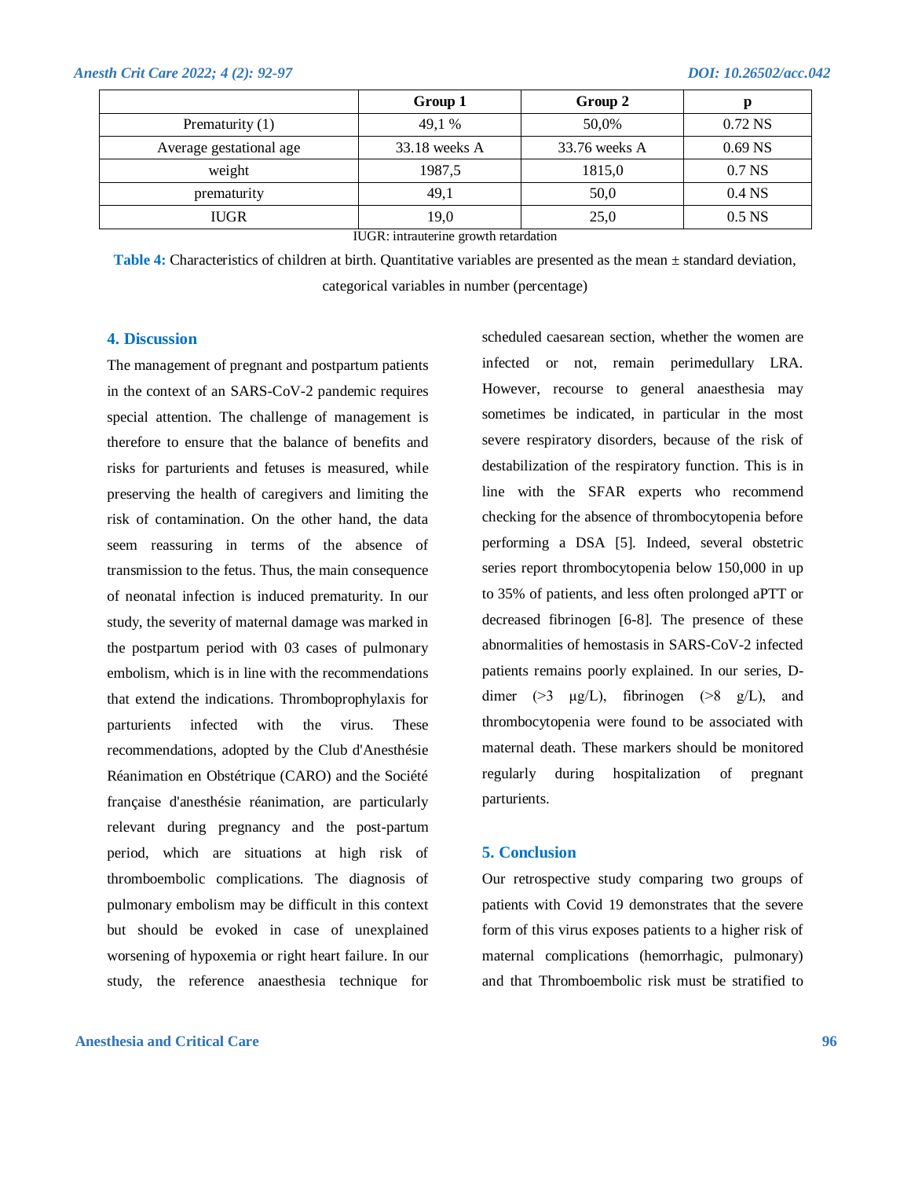| | Group 1 | Group 2 | p |
|---|---|---|---|
| Prematurity (1) | 49,1 % | 50,0% | 0.72 NS |
| Average gestational age | 33.18 weeks A | 33.76 weeks A | 0.69 NS |
| weight | 1987,5 | 1815,0 | 0.7 NS |
| prematurity | 49,1 | 50,0 | 0.4 NS |
| IUGR | 19,0 | 25,0 | 0.5 NS |

IUGR: intrauterine growth retardation

**Table 4:** Characteristics of children at birth. Quantitative variables are presented as the mean ± standard deviation, categorical variables in number (percentage)

## 4. Discussion

The management of pregnant and postpartum patients in the context of an SARS-CoV-2 pandemic requires special attention. The challenge of management is therefore to ensure that the balance of benefits and risks for parturients and fetuses is measured, while preserving the health of caregivers and limiting the risk of contamination. On the other hand, the data seem reassuring in terms of the absence of transmission to the fetus. Thus, the main consequence of neonatal infection is induced prematurity. In our study, the severity of maternal damage was marked in the postpartum period with 03 cases of pulmonary embolism, which is in line with the recommendations that extend the indications. Thromboprophylaxis for parturients infected with the virus. These recommendations, adopted by the Club d'Anesthésie Réanimation en Obstétrique (CARO) and the Société française d'anesthésie réanimation, are particularly relevant during pregnancy and the post-partum period, which are situations at high risk of thromboembolic complications. The diagnosis of pulmonary embolism may be difficult in this context but should be evoked in case of unexplained worsening of hypoxemia or right heart failure. In our study, the reference anaesthesia technique for scheduled caesarean section, whether the women are infected or not, remain perimedullary LRA. However, recourse to general anaesthesia may sometimes be indicated, in particular in the most severe respiratory disorders, because of the risk of destabilization of the respiratory function. This is in line with the SFAR experts who recommend checking for the absence of thrombocytopenia before performing a DSA [5]. Indeed, several obstetric series report thrombocytopenia below 150,000 in up to 35% of patients, and less often prolonged aPTT or decreased fibrinogen [6-8]. The presence of these abnormalities of hemostasis in SARS-CoV-2 infected patients remains poorly explained. In our series, D-dimer (>3 µg/L), fibrinogen (>8 g/L), and thrombocytopenia were found to be associated with maternal death. These markers should be monitored regularly during hospitalization of pregnant parturients.

## 5. Conclusion

Our retrospective study comparing two groups of patients with Covid 19 demonstrates that the severe form of this virus exposes patients to a higher risk of maternal complications (hemorrhagic, pulmonary) and that Thromboembolic risk must be stratified to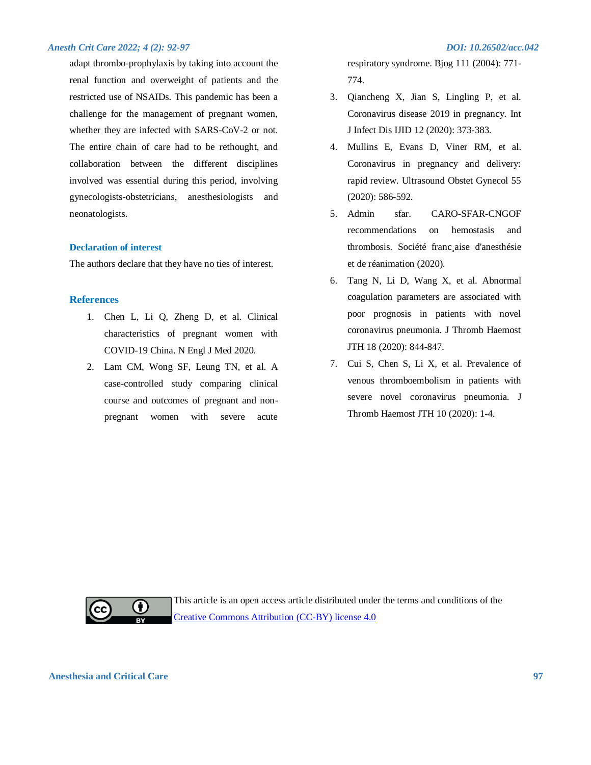adapt thrombo-prophylaxis by taking into account the renal function and overweight of patients and the restricted use of NSAIDs. This pandemic has been a challenge for the management of pregnant women, whether they are infected with SARS-CoV-2 or not. The entire chain of care had to be rethought, and collaboration between the different disciplines involved was essential during this period, involving gynecologists-obstetricians, anesthesiologists and neonatologists.

## Declaration of interest

The authors declare that they have no ties of interest.

## References

1. Chen L, Li Q, Zheng D, et al. Clinical characteristics of pregnant women with COVID-19 China. N Engl J Med 2020.
2. Lam CM, Wong SF, Leung TN, et al. A case-controlled study comparing clinical course and outcomes of pregnant and non-pregnant women with severe acute respiratory syndrome. Bjog 111 (2004): 771-774.
3. Qiancheng X, Jian S, Lingling P, et al. Coronavirus disease 2019 in pregnancy. Int J Infect Dis IJID 12 (2020): 373-383.
4. Mullins E, Evans D, Viner RM, et al. Coronavirus in pregnancy and delivery: rapid review. Ultrasound Obstet Gynecol 55 (2020): 586-592.
5. Admin sfar. CARO-SFAR-CNGOF recommendations on hemostasis and thrombosis. Société franc¸aise d'anesthésie et de réanimation (2020).
6. Tang N, Li D, Wang X, et al. Abnormal coagulation parameters are associated with poor prognosis in patients with novel coronavirus pneumonia. J Thromb Haemost JTH 18 (2020): 844-847.
7. Cui S, Chen S, Li X, et al. Prevalence of venous thromboembolism in patients with severe novel coronavirus pneumonia. J Thromb Haemost JTH 10 (2020): 1-4.

This article is an open access article distributed under the terms and conditions of the [Creative Commons Attribution (CC-BY) license 4.0]